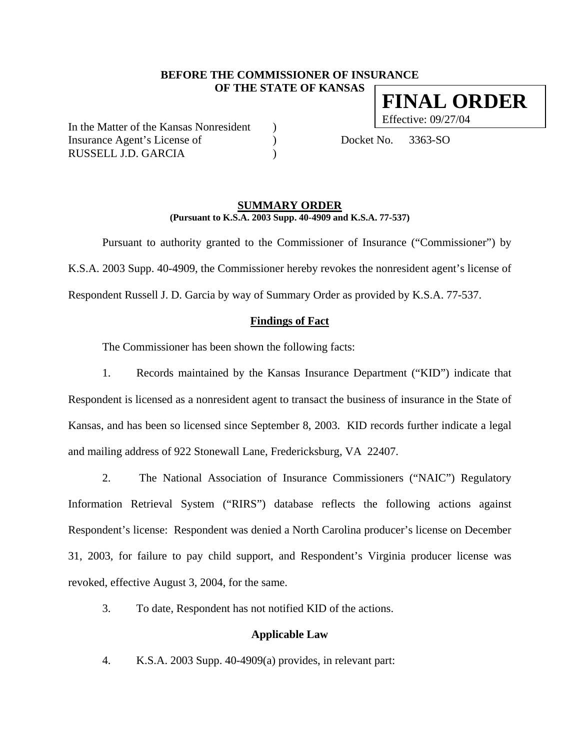**BEFORE THE COMMISSIONER OF INSURANCE**
**OF THE STATE OF KANSAS**

**FINAL ORDER**
Effective: 09/27/04

In the Matter of the Kansas Nonresident )
Insurance Agent's License of ) Docket No. 3363-SO
RUSSELL J.D. GARCIA )

## SUMMARY ORDER

**(Pursuant to K.S.A. 2003 Supp. 40-4909 and K.S.A. 77-537)**

Pursuant to authority granted to the Commissioner of Insurance ("Commissioner") by K.S.A. 2003 Supp. 40-4909, the Commissioner hereby revokes the nonresident agent's license of Respondent Russell J. D. Garcia by way of Summary Order as provided by K.S.A. 77-537.

### Findings of Fact

The Commissioner has been shown the following facts:

1. Records maintained by the Kansas Insurance Department ("KID") indicate that Respondent is licensed as a nonresident agent to transact the business of insurance in the State of Kansas, and has been so licensed since September 8, 2003. KID records further indicate a legal and mailing address of 922 Stonewall Lane, Fredericksburg, VA 22407.

2. The National Association of Insurance Commissioners ("NAIC") Regulatory Information Retrieval System ("RIRS") database reflects the following actions against Respondent's license: Respondent was denied a North Carolina producer's license on December 31, 2003, for failure to pay child support, and Respondent's Virginia producer license was revoked, effective August 3, 2004, for the same.

3. To date, Respondent has not notified KID of the actions.

### Applicable Law

4. K.S.A. 2003 Supp. 40-4909(a) provides, in relevant part: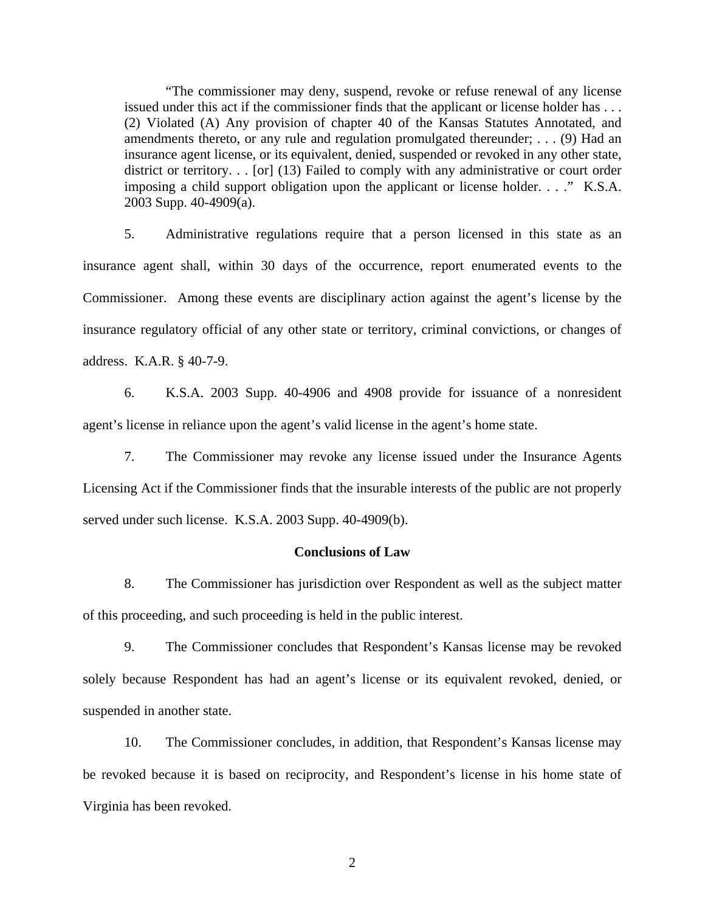> "The commissioner may deny, suspend, revoke or refuse renewal of any license issued under this act if the commissioner finds that the applicant or license holder has . . . (2) Violated (A) Any provision of chapter 40 of the Kansas Statutes Annotated, and amendments thereto, or any rule and regulation promulgated thereunder; . . . (9) Had an insurance agent license, or its equivalent, denied, suspended or revoked in any other state, district or territory. . . [or] (13) Failed to comply with any administrative or court order imposing a child support obligation upon the applicant or license holder. . . ." K.S.A. 2003 Supp. 40-4909(a).

5. Administrative regulations require that a person licensed in this state as an insurance agent shall, within 30 days of the occurrence, report enumerated events to the Commissioner. Among these events are disciplinary action against the agent's license by the insurance regulatory official of any other state or territory, criminal convictions, or changes of address. K.A.R. § 40-7-9.

6. K.S.A. 2003 Supp. 40-4906 and 4908 provide for issuance of a nonresident agent's license in reliance upon the agent's valid license in the agent's home state.

7. The Commissioner may revoke any license issued under the Insurance Agents Licensing Act if the Commissioner finds that the insurable interests of the public are not properly served under such license. K.S.A. 2003 Supp. 40-4909(b).

**Conclusions of Law**

8. The Commissioner has jurisdiction over Respondent as well as the subject matter of this proceeding, and such proceeding is held in the public interest.

9. The Commissioner concludes that Respondent's Kansas license may be revoked solely because Respondent has had an agent's license or its equivalent revoked, denied, or suspended in another state.

10. The Commissioner concludes, in addition, that Respondent's Kansas license may be revoked because it is based on reciprocity, and Respondent's license in his home state of Virginia has been revoked.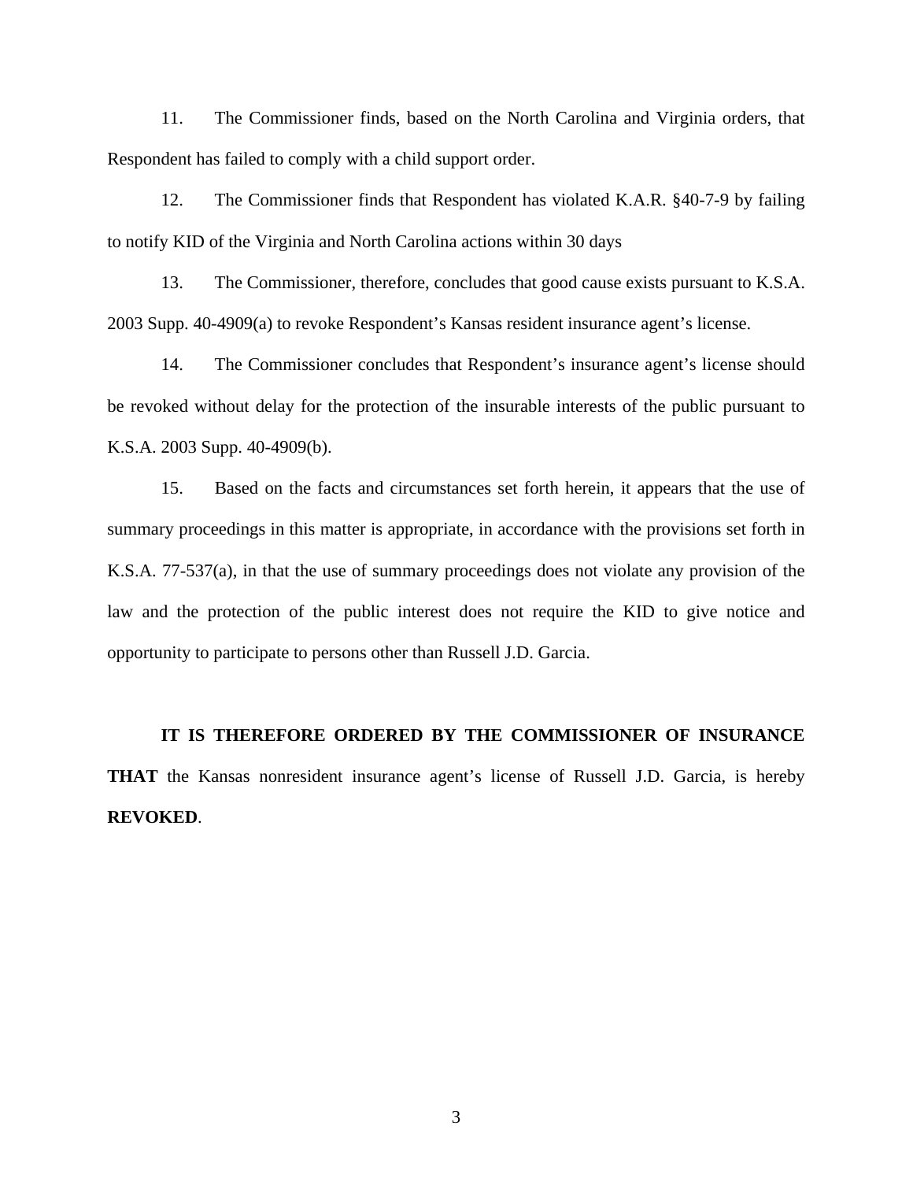11. The Commissioner finds, based on the North Carolina and Virginia orders, that Respondent has failed to comply with a child support order.

12. The Commissioner finds that Respondent has violated K.A.R. §40-7-9 by failing to notify KID of the Virginia and North Carolina actions within 30 days

13. The Commissioner, therefore, concludes that good cause exists pursuant to K.S.A. 2003 Supp. 40-4909(a) to revoke Respondent's Kansas resident insurance agent's license.

14. The Commissioner concludes that Respondent's insurance agent's license should be revoked without delay for the protection of the insurable interests of the public pursuant to K.S.A. 2003 Supp. 40-4909(b).

15. Based on the facts and circumstances set forth herein, it appears that the use of summary proceedings in this matter is appropriate, in accordance with the provisions set forth in K.S.A. 77-537(a), in that the use of summary proceedings does not violate any provision of the law and the protection of the public interest does not require the KID to give notice and opportunity to participate to persons other than Russell J.D. Garcia.

**IT IS THEREFORE ORDERED BY THE COMMISSIONER OF INSURANCE THAT** the Kansas nonresident insurance agent's license of Russell J.D. Garcia, is hereby **REVOKED**.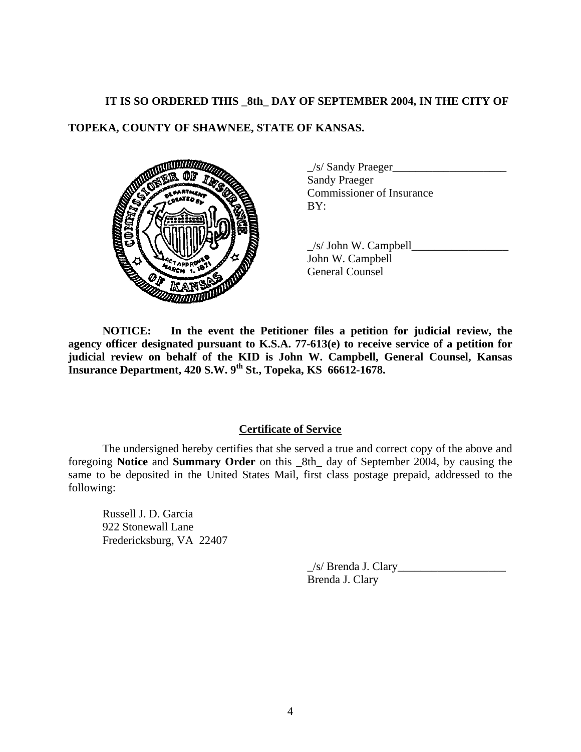**IT IS SO ORDERED THIS _8th_ DAY OF SEPTEMBER 2004, IN THE CITY OF TOPEKA, COUNTY OF SHAWNEE, STATE OF KANSAS.**

_/s/ Sandy Praeger____________________
Sandy Praeger
Commissioner of Insurance
BY:

_/s/ John W. Campbell_________________
John W. Campbell
General Counsel

**NOTICE: In the event the Petitioner files a petition for judicial review, the agency officer designated pursuant to K.S.A. 77-613(e) to receive service of a petition for judicial review on behalf of the KID is John W. Campbell, General Counsel, Kansas Insurance Department, 420 S.W. 9th St., Topeka, KS 66612-1678.**

## Certificate of Service

The undersigned hereby certifies that she served a true and correct copy of the above and foregoing **Notice** and **Summary Order** on this _8th_ day of September 2004, by causing the same to be deposited in the United States Mail, first class postage prepaid, addressed to the following:

Russell J. D. Garcia
922 Stonewall Lane
Fredericksburg, VA 22407

_/s/ Brenda J. Clary___________________
Brenda J. Clary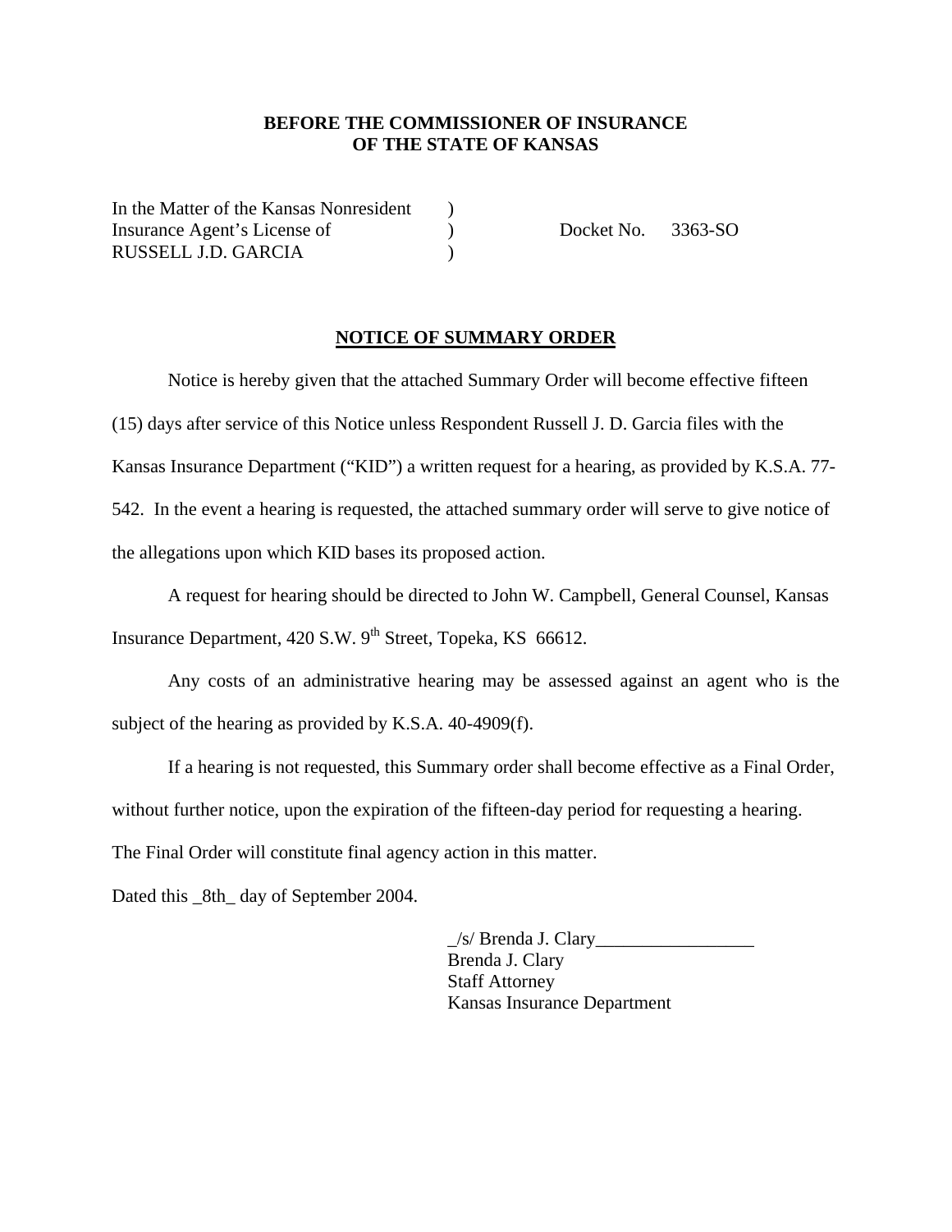**BEFORE THE COMMISSIONER OF INSURANCE**
**OF THE STATE OF KANSAS**

| | | |
|---|---|---|
| In the Matter of the Kansas Nonresident | ) | |
| Insurance Agent's License of | ) | Docket No. 3363-SO |
| RUSSELL J.D. GARCIA | ) | |

**NOTICE OF SUMMARY ORDER**

Notice is hereby given that the attached Summary Order will become effective fifteen (15) days after service of this Notice unless Respondent Russell J. D. Garcia files with the Kansas Insurance Department ("KID") a written request for a hearing, as provided by K.S.A. 77-542. In the event a hearing is requested, the attached summary order will serve to give notice of the allegations upon which KID bases its proposed action.

A request for hearing should be directed to John W. Campbell, General Counsel, Kansas Insurance Department, 420 S.W. 9th Street, Topeka, KS 66612.

Any costs of an administrative hearing may be assessed against an agent who is the subject of the hearing as provided by K.S.A. 40-4909(f).

If a hearing is not requested, this Summary order shall become effective as a Final Order, without further notice, upon the expiration of the fifteen-day period for requesting a hearing. The Final Order will constitute final agency action in this matter.

Dated this _8th_ day of September 2004.

_/s/ Brenda J. Clary_________________
Brenda J. Clary
Staff Attorney
Kansas Insurance Department